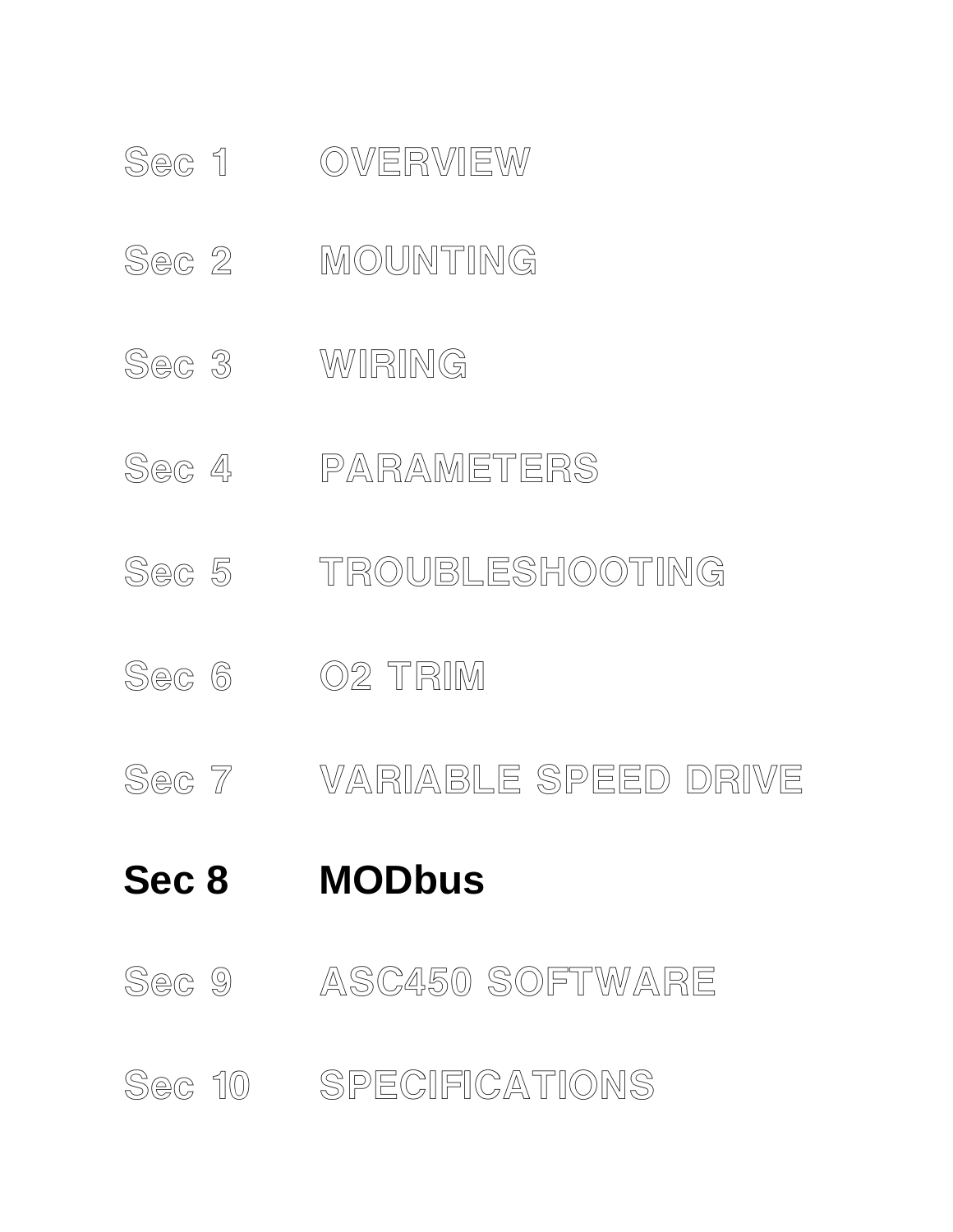Sec 1 OVERVIEW

Sec 2 MOUNTING

Sec 3 WIRING

Sec 4 PARAMETERS

Sec 5 TROUBLESHOOTING

Sec 6 O2 TRIM

Sec 7 VARIABLE SPEED DRIVE

**Sec 8 MODbus**

Sec 9 ASC450 SOFTWARE

Sec 10 SPECIFICATIONS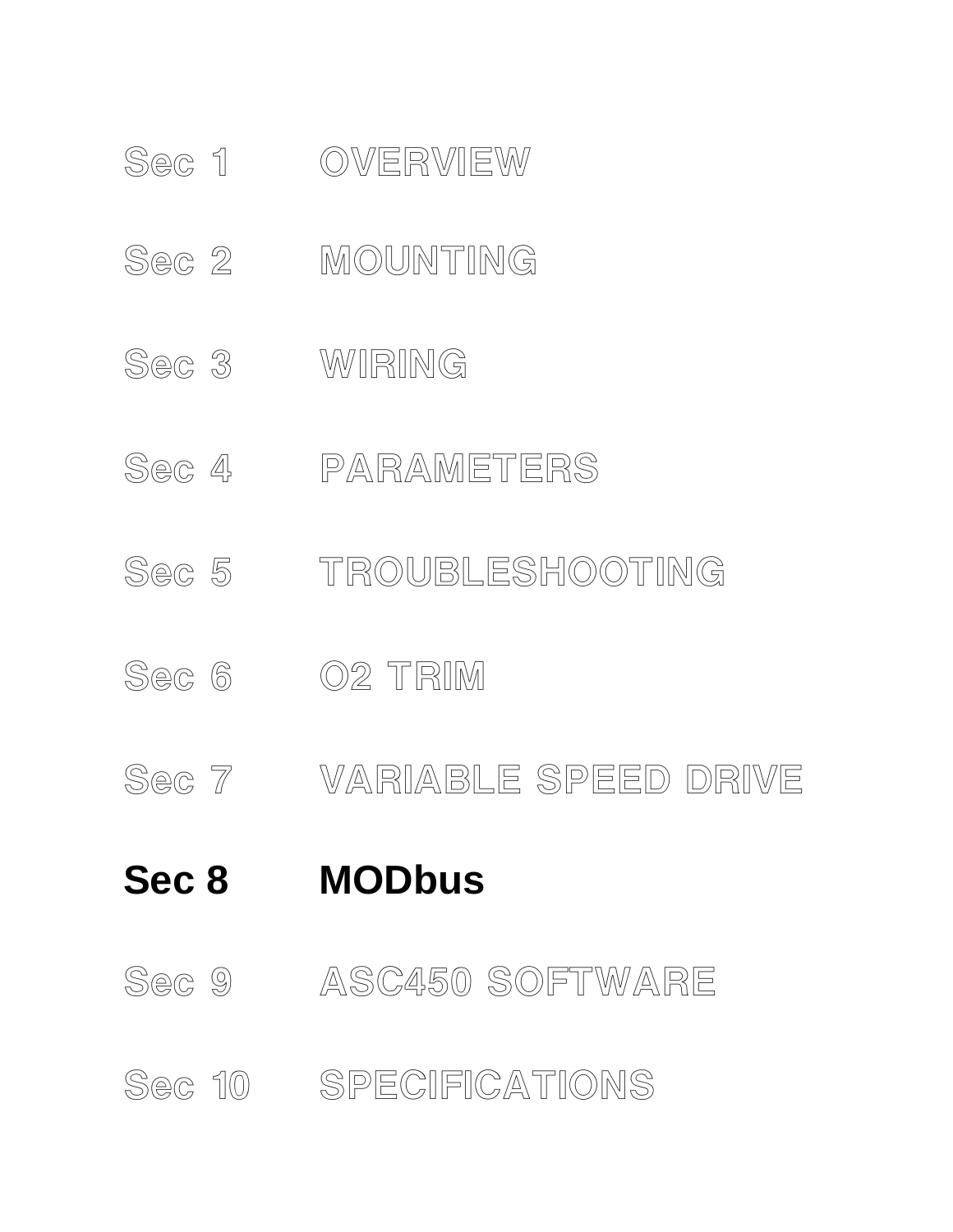Sec 1 OVERVIEW

Sec 2 MOUNTING

Sec 3 WIRING

Sec 4 PARAMETERS

Sec 5 TROUBLESHOOTING

Sec 6 O2 TRIM

Sec 7 VARIABLE SPEED DRIVE

**Sec 8 MODbus**

Sec 9 ASC450 SOFTWARE

Sec 10 SPECIFICATIONS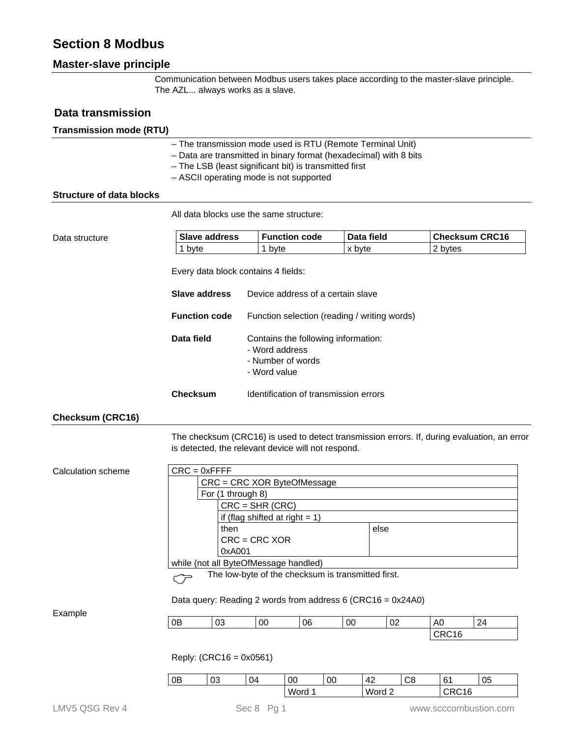# Section 8 Modbus

## Master-slave principle

Communication between Modbus users takes place according to the master-slave principle. The AZL... always works as a slave.

## Data transmission

### Transmission mode (RTU)

– The transmission mode used is RTU (Remote Terminal Unit)
– Data are transmitted in binary format (hexadecimal) with 8 bits
– The LSB (least significant bit) is transmitted first
– ASCII operating mode is not supported

### Structure of data blocks

All data blocks use the same structure:

Data structure

| Slave address | Function code | Data field | Checksum CRC16 |
|---|---|---|---|
| 1 byte | 1 byte | x byte | 2 bytes |

Every data block contains 4 fields:

**Slave address** Device address of a certain slave

**Function code** Function selection (reading / writing words)

**Data field** Contains the following information:
- Word address
- Number of words
- Word value

**Checksum** Identification of transmission errors

### Checksum (CRC16)

The checksum (CRC16) is used to detect transmission errors. If, during evaluation, an error is detected, the relevant device will not respond.

Calculation scheme

```
CRC = 0xFFFF
    CRC = CRC XOR ByteOfMessage
    For (1 through 8)
        CRC = SHR (CRC)
        if (flag shifted at right = 1)
        then                          else
        CRC = CRC XOR
        0xA001
while (not all ByteOfMessage handled)
```

☞ The low-byte of the checksum is transmitted first.

Example

Data query: Reading 2 words from address 6 (CRC16 = 0x24A0)

| 0B | 03 | 00 | 06 | 00 | 02 | A0 | 24 |
|---|---|---|---|---|---|---|---|
| | | | | | | CRC16 | |

Reply: (CRC16 = 0x0561)

| 0B | 03 | 04 | 00 | 00 | 42 | C8 | 61 | 05 |
|---|---|---|---|---|---|---|---|---|
| | | | Word 1 | | Word 2 | | CRC16 | |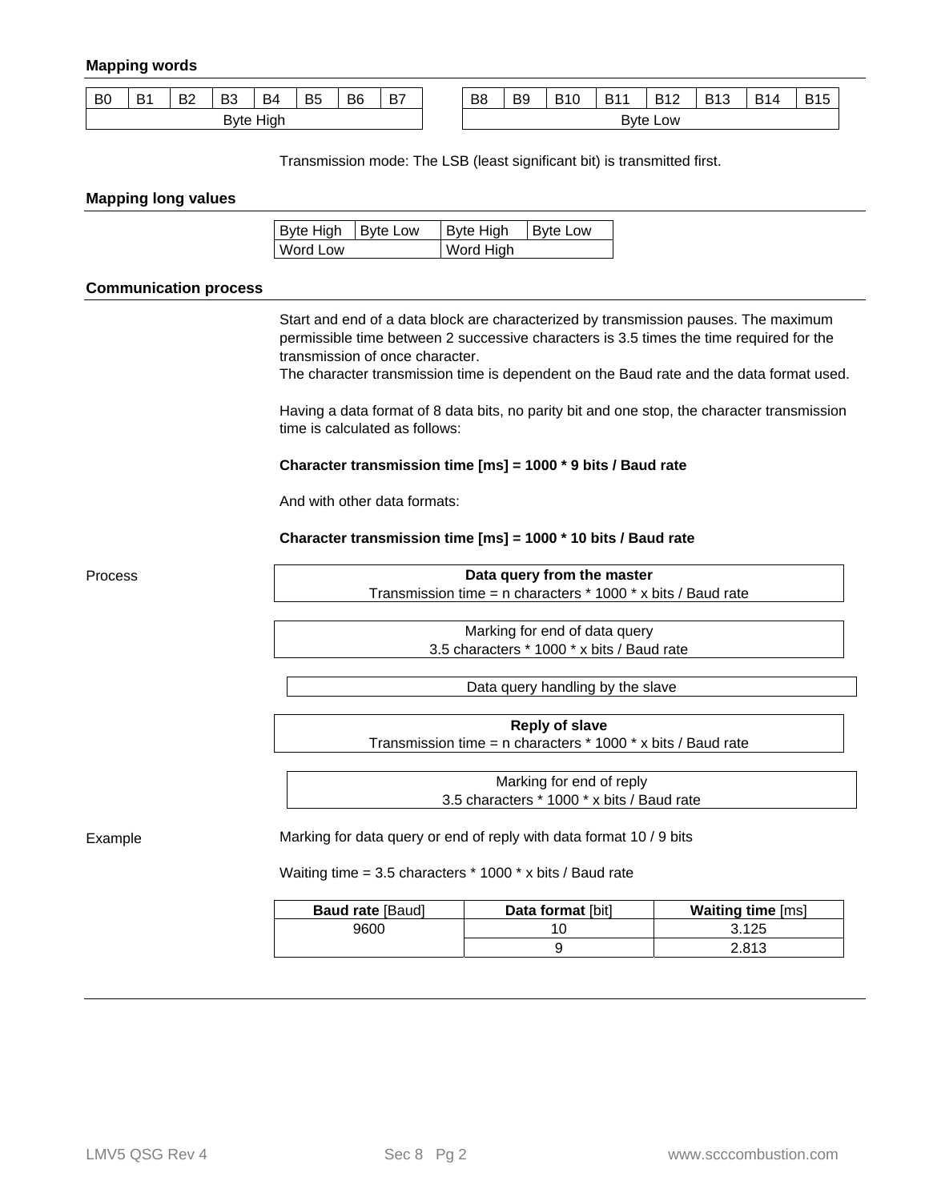### Mapping words

| B0 | B1 | B2 | B3 | B4 | B5 | B6 | B7 |
|---|---|---|---|---|---|---|---|
| Byte High | | | | | | | |

| B8 | B9 | B10 | B11 | B12 | B13 | B14 | B15 |
|---|---|---|---|---|---|---|---|
| Byte Low | | | | | | | |

Transmission mode: The LSB (least significant bit) is transmitted first.

### Mapping long values

| Byte High | Byte Low | Byte High | Byte Low |
|---|---|---|---|
| Word Low | | Word High | |

### Communication process

Start and end of a data block are characterized by transmission pauses. The maximum permissible time between 2 successive characters is 3.5 times the time required for the transmission of once character.
The character transmission time is dependent on the Baud rate and the data format used.

Having a data format of 8 data bits, no parity bit and one stop, the character transmission time is calculated as follows:

**Character transmission time [ms] = 1000 * 9 bits / Baud rate**

And with other data formats:

**Character transmission time [ms] = 1000 * 10 bits / Baud rate**

Process

**Data query from the master**
Transmission time = n characters * 1000 * x bits / Baud rate

Marking for end of data query
3.5 characters * 1000 * x bits / Baud rate

Data query handling by the slave

**Reply of slave**
Transmission time = n characters * 1000 * x bits / Baud rate

Marking for end of reply
3.5 characters * 1000 * x bits / Baud rate

Example

Marking for data query or end of reply with data format 10 / 9 bits

Waiting time = 3.5 characters * 1000 * x bits / Baud rate

| **Baud rate** [Baud] | **Data format** [bit] | **Waiting time** [ms] |
|---|---|---|
| 9600 | 10 | 3.125 |
| | 9 | 2.813 |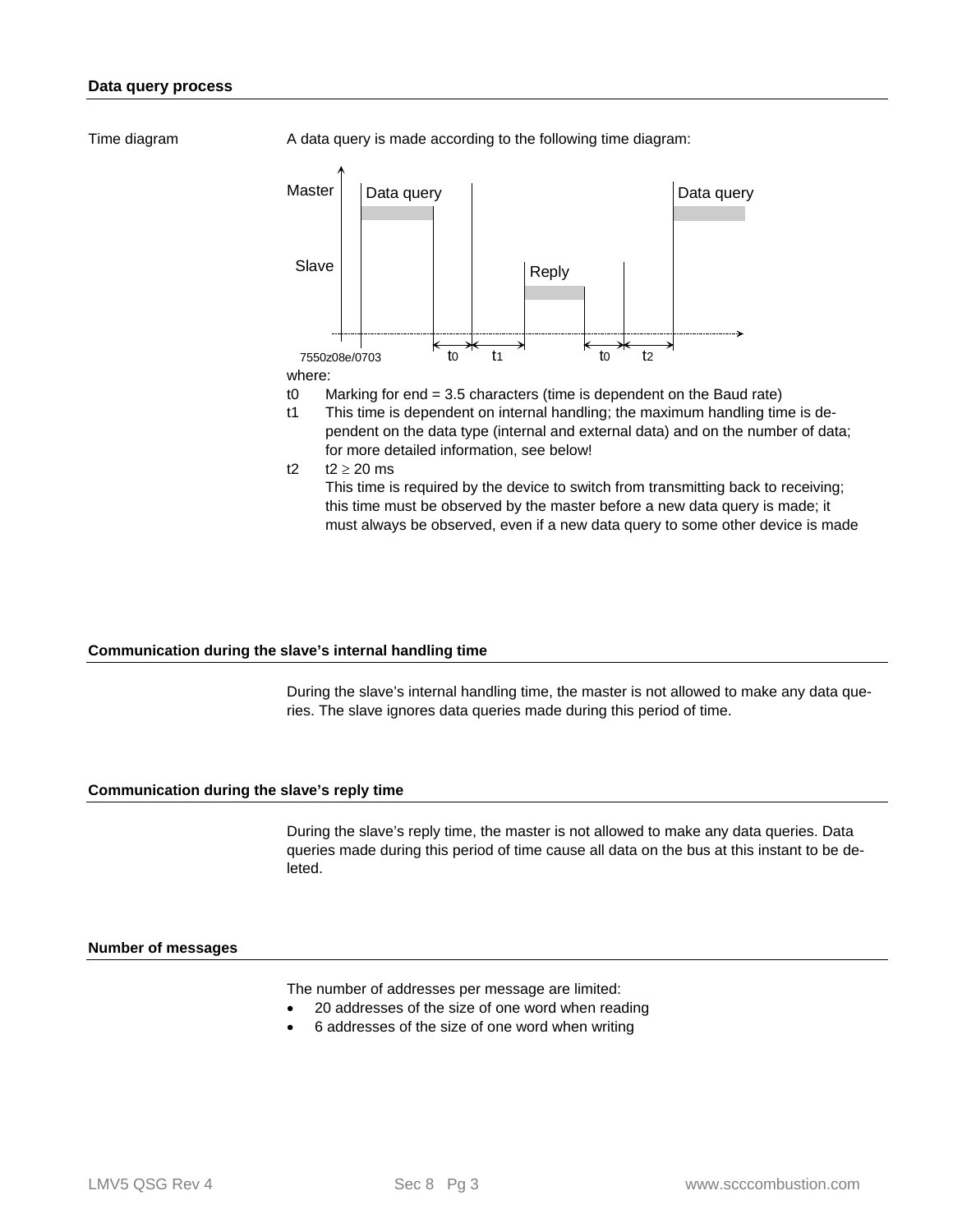## Data query process

Time diagram

A data query is made according to the following time diagram:

Master — Data query — Data query

Slave — Reply

$t_0$ $t_1$ $t_0$ $t_2$

7550z08e/0703

where:

- $t_0$ Marking for end = 3.5 characters (time is dependent on the Baud rate)
- $t_1$ This time is dependent on internal handling; the maximum handling time is dependent on the data type (internal and external data) and on the number of data; for more detailed information, see below!
- $t_2$ $t_2 \geq 20$ ms
  This time is required by the device to switch from transmitting back to receiving; this time must be observed by the master before a new data query is made; it must always be observed, even if a new data query to some other device is made

## Communication during the slave's internal handling time

During the slave's internal handling time, the master is not allowed to make any data queries. The slave ignores data queries made during this period of time.

## Communication during the slave's reply time

During the slave's reply time, the master is not allowed to make any data queries. Data queries made during this period of time cause all data on the bus at this instant to be deleted.

## Number of messages

The number of addresses per message are limited:

- 20 addresses of the size of one word when reading
- 6 addresses of the size of one word when writing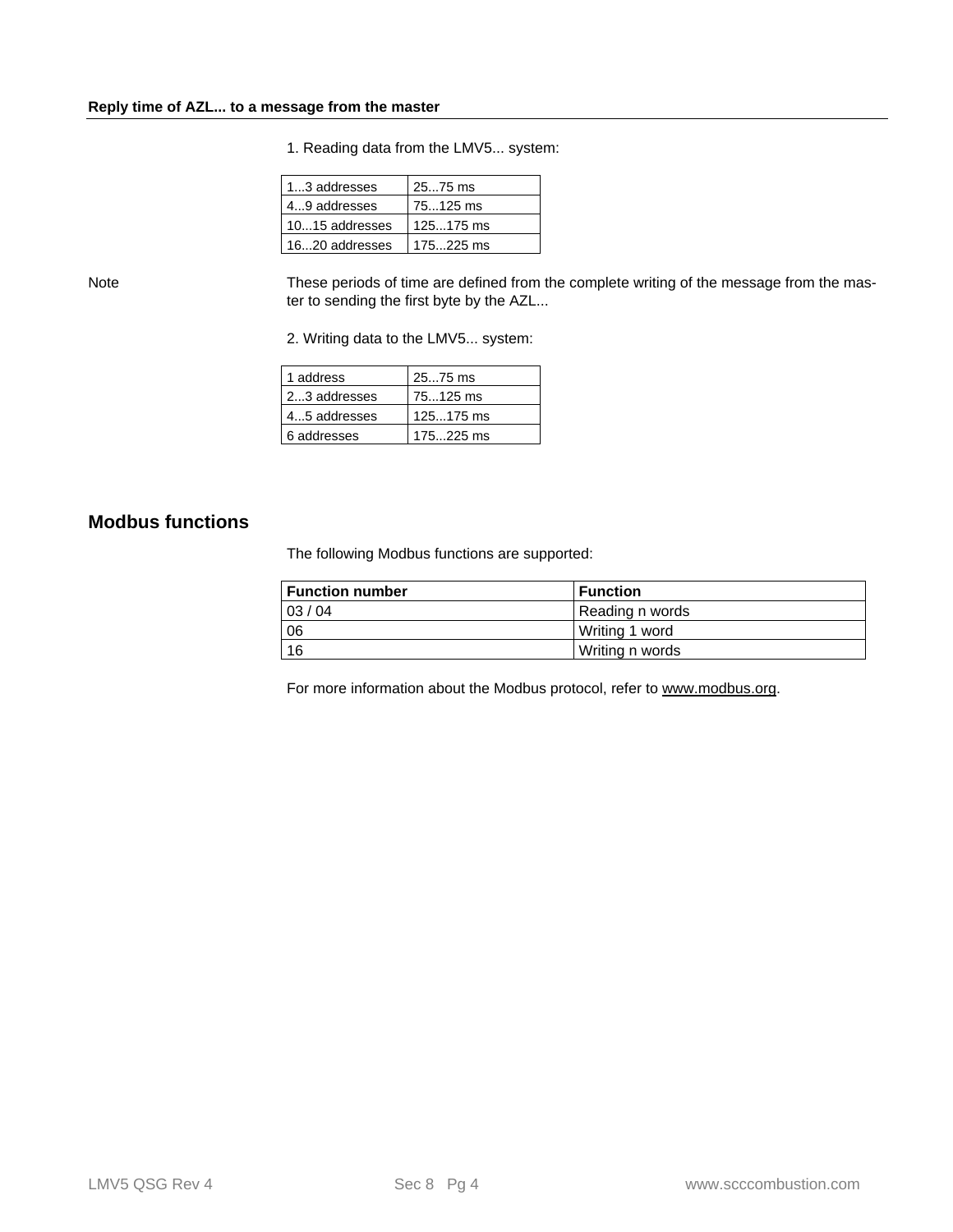### Reply time of AZL... to a message from the master

1. Reading data from the LMV5... system:

| | |
|---|---|
| 1...3 addresses | 25...75 ms |
| 4...9 addresses | 75...125 ms |
| 10...15 addresses | 125...175 ms |
| 16...20 addresses | 175...225 ms |

Note

These periods of time are defined from the complete writing of the message from the master to sending the first byte by the AZL...

2. Writing data to the LMV5... system:

| | |
|---|---|
| 1 address | 25...75 ms |
| 2...3 addresses | 75...125 ms |
| 4...5 addresses | 125...175 ms |
| 6 addresses | 175...225 ms |

## Modbus functions

The following Modbus functions are supported:

| Function number | Function |
|---|---|
| 03 / 04 | Reading n words |
| 06 | Writing 1 word |
| 16 | Writing n words |

For more information about the Modbus protocol, refer to www.modbus.org.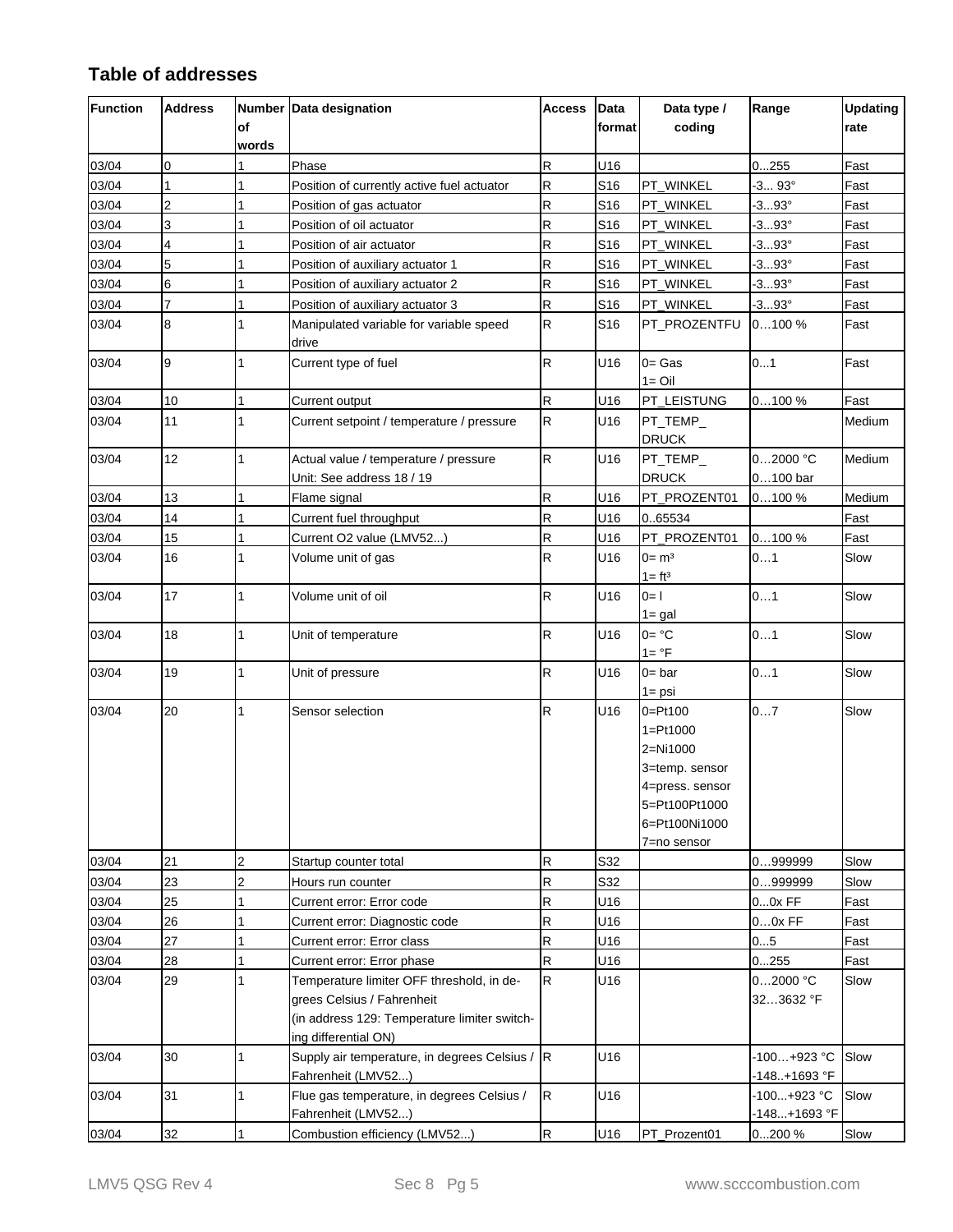## Table of addresses

| Function | Address | Number of words | Data designation | Access | Data format | Data type / coding | Range | Updating rate |
|---|---|---|---|---|---|---|---|---|
| 03/04 | 0 | 1 | Phase | R | U16 | | 0...255 | Fast |
| 03/04 | 1 | 1 | Position of currently active fuel actuator | R | S16 | PT_WINKEL | -3... 93° | Fast |
| 03/04 | 2 | 1 | Position of gas actuator | R | S16 | PT_WINKEL | -3...93° | Fast |
| 03/04 | 3 | 1 | Position of oil actuator | R | S16 | PT_WINKEL | -3...93° | Fast |
| 03/04 | 4 | 1 | Position of air actuator | R | S16 | PT_WINKEL | -3...93° | Fast |
| 03/04 | 5 | 1 | Position of auxiliary actuator 1 | R | S16 | PT_WINKEL | -3...93° | Fast |
| 03/04 | 6 | 1 | Position of auxiliary actuator 2 | R | S16 | PT_WINKEL | -3...93° | Fast |
| 03/04 | 7 | 1 | Position of auxiliary actuator 3 | R | S16 | PT_WINKEL | -3...93° | Fast |
| 03/04 | 8 | 1 | Manipulated variable for variable speed drive | R | S16 | PT_PROZENTFU | 0…100 % | Fast |
| 03/04 | 9 | 1 | Current type of fuel | R | U16 | 0= Gas<br>1= Oil | 0...1 | Fast |
| 03/04 | 10 | 1 | Current output | R | U16 | PT_LEISTUNG | 0…100 % | Fast |
| 03/04 | 11 | 1 | Current setpoint / temperature / pressure | R | U16 | PT_TEMP_ DRUCK | | Medium |
| 03/04 | 12 | 1 | Actual value / temperature / pressure<br>Unit: See address 18 / 19 | R | U16 | PT_TEMP_ DRUCK | 0…2000 °C<br>0…100 bar | Medium |
| 03/04 | 13 | 1 | Flame signal | R | U16 | PT_PROZENT01 | 0…100 % | Medium |
| 03/04 | 14 | 1 | Current fuel throughput | R | U16 | 0..65534 | | Fast |
| 03/04 | 15 | 1 | Current O2 value (LMV52...) | R | U16 | PT_PROZENT01 | 0…100 % | Fast |
| 03/04 | 16 | 1 | Volume unit of gas | R | U16 | 0= m³<br>1= ft³ | 0…1 | Slow |
| 03/04 | 17 | 1 | Volume unit of oil | R | U16 | 0= l<br>1= gal | 0…1 | Slow |
| 03/04 | 18 | 1 | Unit of temperature | R | U16 | 0= °C<br>1= °F | 0…1 | Slow |
| 03/04 | 19 | 1 | Unit of pressure | R | U16 | 0= bar<br>1= psi | 0…1 | Slow |
| 03/04 | 20 | 1 | Sensor selection | R | U16 | 0=Pt100<br>1=Pt1000<br>2=Ni1000<br>3=temp. sensor<br>4=press. sensor<br>5=Pt100Pt1000<br>6=Pt100Ni1000<br>7=no sensor | 0…7 | Slow |
| 03/04 | 21 | 2 | Startup counter total | R | S32 | | 0…999999 | Slow |
| 03/04 | 23 | 2 | Hours run counter | R | S32 | | 0…999999 | Slow |
| 03/04 | 25 | 1 | Current error: Error code | R | U16 | | 0…0x FF | Fast |
| 03/04 | 26 | 1 | Current error: Diagnostic code | R | U16 | | 0…0x FF | Fast |
| 03/04 | 27 | 1 | Current error: Error class | R | U16 | | 0...5 | Fast |
| 03/04 | 28 | 1 | Current error: Error phase | R | U16 | | 0...255 | Fast |
| 03/04 | 29 | 1 | Temperature limiter OFF threshold, in degrees Celsius / Fahrenheit<br>(in address 129: Temperature limiter switching differential ON) | R | U16 | | 0…2000 °C<br>32…3632 °F | Slow |
| 03/04 | 30 | 1 | Supply air temperature, in degrees Celsius / Fahrenheit (LMV52...) | R | U16 | | -100…+923 °C<br>-148..+1693 °F | Slow |
| 03/04 | 31 | 1 | Flue gas temperature, in degrees Celsius / Fahrenheit (LMV52...) | R | U16 | | -100...+923 °C<br>-148...+1693 °F | Slow |
| 03/04 | 32 | 1 | Combustion efficiency (LMV52...) | R | U16 | PT_Prozent01 | 0...200 % | Slow |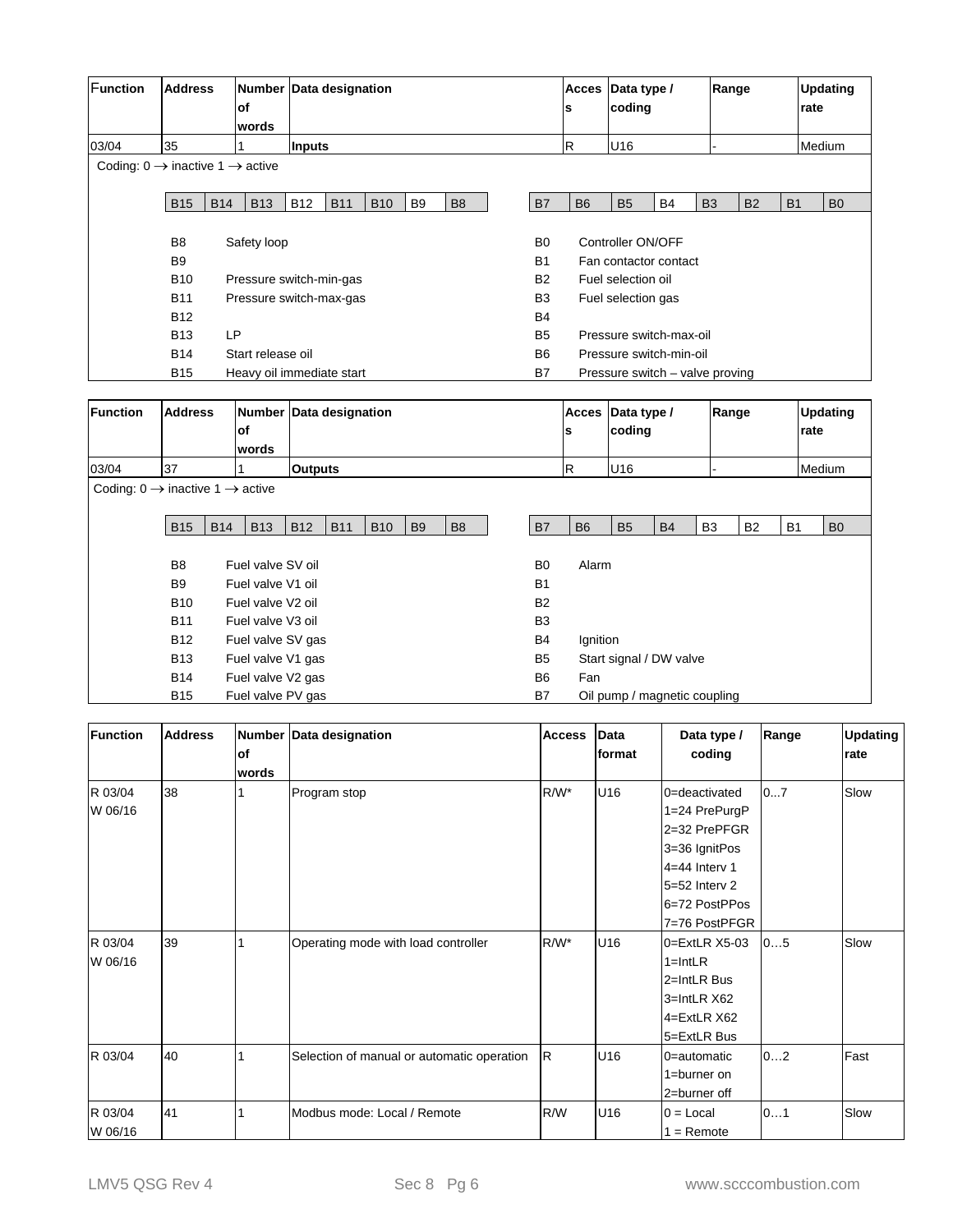| Function | Address | Number of words | Data designation | Access | Data type / coding | Range | Updating rate |
|---|---|---|---|---|---|---|---|
| 03/04 | 35 | 1 | **Inputs** | R | U16 | - | Medium |

Coding: 0 → inactive 1 → active

| B15 | B14 | B13 | B12 | B11 | B10 | B9 | B8 | B7 | B6 | B5 | B4 | B3 | B2 | B1 | B0 |
|---|---|---|---|---|---|---|---|---|---|---|---|---|---|---|---|

| Bit | Designation | Bit | Designation |
|---|---|---|---|
| B8 | Safety loop | B0 | Controller ON/OFF |
| B9 | | B1 | Fan contactor contact |
| B10 | Pressure switch-min-gas | B2 | Fuel selection oil |
| B11 | Pressure switch-max-gas | B3 | Fuel selection gas |
| B12 | | B4 | |
| B13 | LP | B5 | Pressure switch-max-oil |
| B14 | Start release oil | B6 | Pressure switch-min-oil |
| B15 | Heavy oil immediate start | B7 | Pressure switch – valve proving |

| Function | Address | Number of words | Data designation | Access | Data type / coding | Range | Updating rate |
|---|---|---|---|---|---|---|---|
| 03/04 | 37 | 1 | **Outputs** | R | U16 | - | Medium |

Coding: 0 → inactive 1 → active

| B15 | B14 | B13 | B12 | B11 | B10 | B9 | B8 | B7 | B6 | B5 | B4 | B3 | B2 | B1 | B0 |
|---|---|---|---|---|---|---|---|---|---|---|---|---|---|---|---|

| Bit | Designation | Bit | Designation |
|---|---|---|---|
| B8 | Fuel valve SV oil | B0 | Alarm |
| B9 | Fuel valve V1 oil | B1 | |
| B10 | Fuel valve V2 oil | B2 | |
| B11 | Fuel valve V3 oil | B3 | |
| B12 | Fuel valve SV gas | B4 | Ignition |
| B13 | Fuel valve V1 gas | B5 | Start signal / DW valve |
| B14 | Fuel valve V2 gas | B6 | Fan |
| B15 | Fuel valve PV gas | B7 | Oil pump / magnetic coupling |

| Function | Address | Number of words | Data designation | Access | Data format | Data type / coding | Range | Updating rate |
|---|---|---|---|---|---|---|---|---|
| R 03/04<br>W 06/16 | 38 | 1 | Program stop | R/W* | U16 | 0=deactivated<br>1=24 PrePurgP<br>2=32 PrePFGR<br>3=36 IgnitPos<br>4=44 Interv 1<br>5=52 Interv 2<br>6=72 PostPPos<br>7=76 PostPFGR | 0...7 | Slow |
| R 03/04<br>W 06/16 | 39 | 1 | Operating mode with load controller | R/W* | U16 | 0=ExtLR X5-03<br>1=IntLR<br>2=IntLR Bus<br>3=IntLR X62<br>4=ExtLR X62<br>5=ExtLR Bus | 0…5 | Slow |
| R 03/04 | 40 | 1 | Selection of manual or automatic operation | R | U16 | 0=automatic<br>1=burner on<br>2=burner off | 0…2 | Fast |
| R 03/04<br>W 06/16 | 41 | 1 | Modbus mode: Local / Remote | R/W | U16 | 0 = Local<br>1 = Remote | 0…1 | Slow |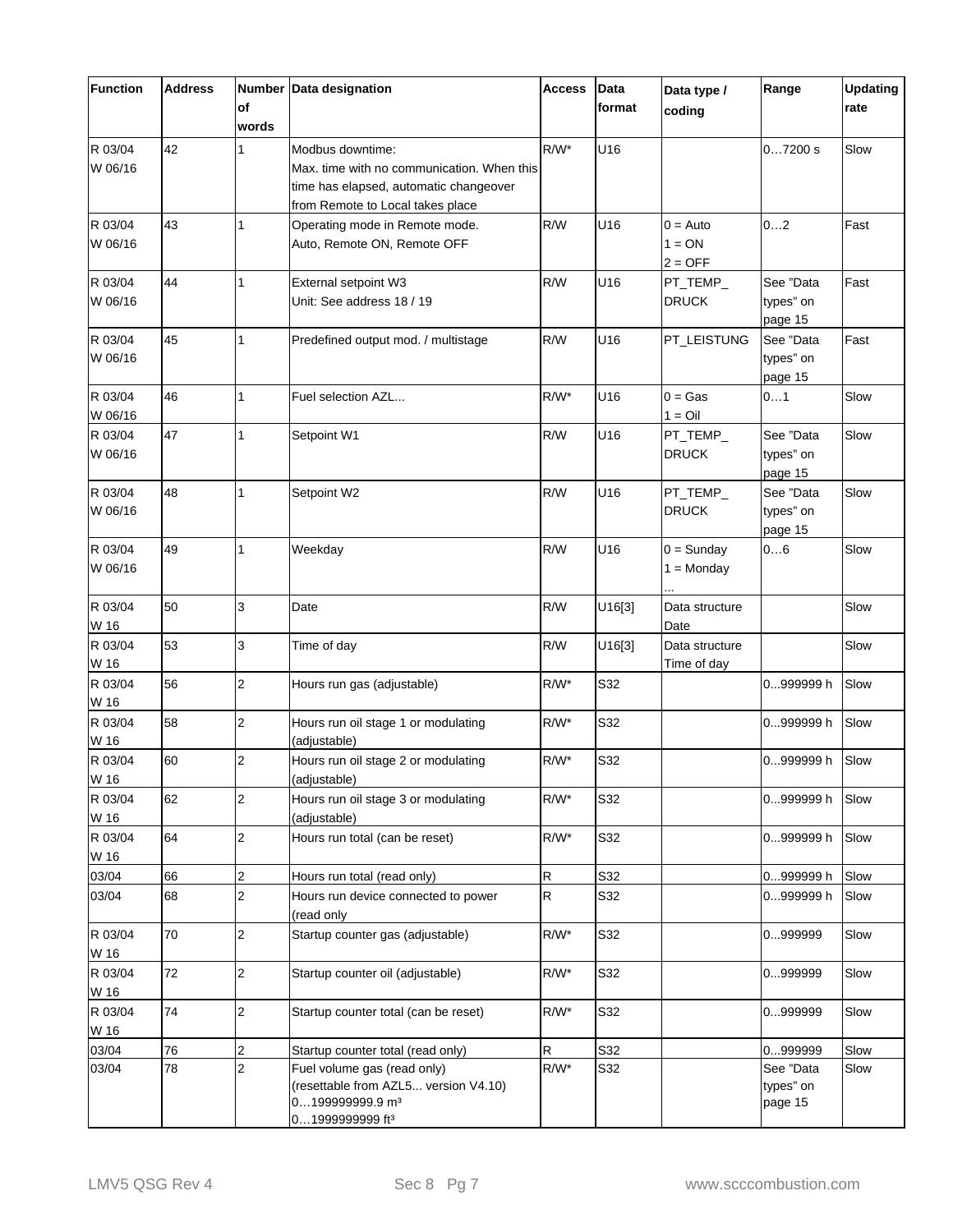| Function | Address | Number of words | Data designation | Access | Data format | Data type / coding | Range | Updating rate |
|---|---|---|---|---|---|---|---|---|
| R 03/04<br>W 06/16 | 42 | 1 | Modbus downtime:<br>Max. time with no communication. When this time has elapsed, automatic changeover from Remote to Local takes place | R/W* | U16 | | 0…7200 s | Slow |
| R 03/04<br>W 06/16 | 43 | 1 | Operating mode in Remote mode.<br>Auto, Remote ON, Remote OFF | R/W | U16 | 0 = Auto<br>1 = ON<br>2 = OFF | 0…2 | Fast |
| R 03/04<br>W 06/16 | 44 | 1 | External setpoint W3<br>Unit: See address 18 / 19 | R/W | U16 | PT_TEMP_DRUCK | See "Data types" on page 15 | Fast |
| R 03/04<br>W 06/16 | 45 | 1 | Predefined output mod. / multistage | R/W | U16 | PT_LEISTUNG | See "Data types" on page 15 | Fast |
| R 03/04<br>W 06/16 | 46 | 1 | Fuel selection AZL... | R/W* | U16 | 0 = Gas<br>1 = Oil | 0…1 | Slow |
| R 03/04<br>W 06/16 | 47 | 1 | Setpoint W1 | R/W | U16 | PT_TEMP_DRUCK | See "Data types" on page 15 | Slow |
| R 03/04<br>W 06/16 | 48 | 1 | Setpoint W2 | R/W | U16 | PT_TEMP_DRUCK | See "Data types" on page 15 | Slow |
| R 03/04<br>W 06/16 | 49 | 1 | Weekday | R/W | U16 | 0 = Sunday<br>1 = Monday<br>... | 0…6 | Slow |
| R 03/04<br>W 16 | 50 | 3 | Date | R/W | U16[3] | Data structure Date | | Slow |
| R 03/04<br>W 16 | 53 | 3 | Time of day | R/W | U16[3] | Data structure Time of day | | Slow |
| R 03/04<br>W 16 | 56 | 2 | Hours run gas (adjustable) | R/W* | S32 | | 0...999999 h | Slow |
| R 03/04<br>W 16 | 58 | 2 | Hours run oil stage 1 or modulating (adjustable) | R/W* | S32 | | 0...999999 h | Slow |
| R 03/04<br>W 16 | 60 | 2 | Hours run oil stage 2 or modulating (adjustable) | R/W* | S32 | | 0...999999 h | Slow |
| R 03/04<br>W 16 | 62 | 2 | Hours run oil stage 3 or modulating (adjustable) | R/W* | S32 | | 0...999999 h | Slow |
| R 03/04<br>W 16 | 64 | 2 | Hours run total (can be reset) | R/W* | S32 | | 0...999999 h | Slow |
| 03/04 | 66 | 2 | Hours run total (read only) | R | S32 | | 0...999999 h | Slow |
| 03/04 | 68 | 2 | Hours run device connected to power (read only | R | S32 | | 0...999999 h | Slow |
| R 03/04<br>W 16 | 70 | 2 | Startup counter gas (adjustable) | R/W* | S32 | | 0...999999 | Slow |
| R 03/04<br>W 16 | 72 | 2 | Startup counter oil (adjustable) | R/W* | S32 | | 0...999999 | Slow |
| R 03/04<br>W 16 | 74 | 2 | Startup counter total (can be reset) | R/W* | S32 | | 0...999999 | Slow |
| 03/04 | 76 | 2 | Startup counter total (read only) | R | S32 | | 0...999999 | Slow |
| 03/04 | 78 | 2 | Fuel volume gas (read only)<br>(resettable from AZL5... version V4.10)<br>0…199999999.9 m³<br>0…1999999999 ft³ | R/W* | S32 | | See "Data types" on page 15 | Slow |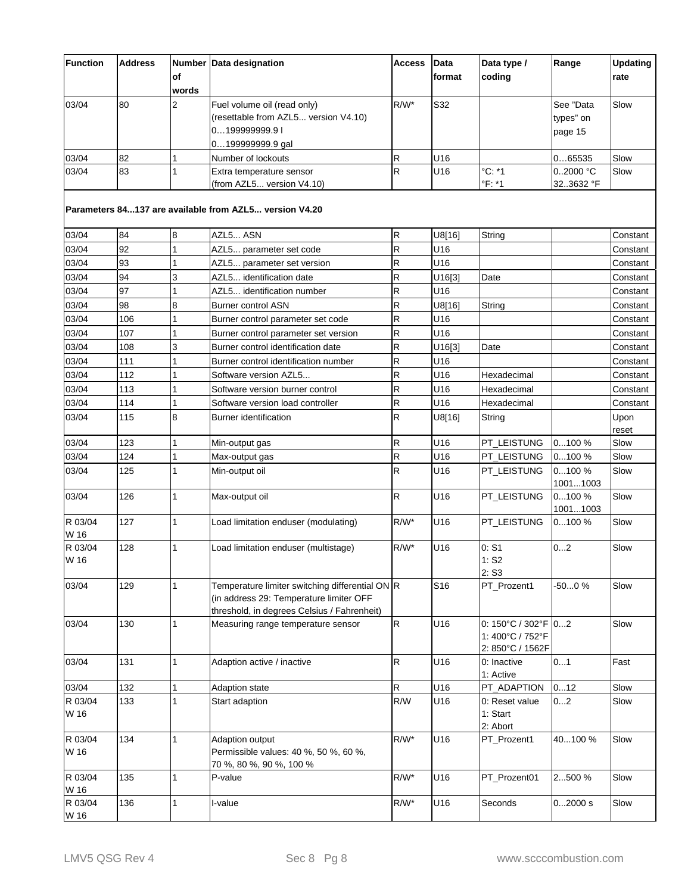| Function | Address | Number of words | Data designation | Access | Data format | Data type / coding | Range | Updating rate |
|---|---|---|---|---|---|---|---|---|
| 03/04 | 80 | 2 | Fuel volume oil (read only)<br>(resettable from AZL5... version V4.10)<br>0…199999999.9 l<br>0…199999999.9 gal | R/W* | S32 | | See "Data types" on page 15 | Slow |
| 03/04 | 82 | 1 | Number of lockouts | R | U16 | | 0…65535 | Slow |
| 03/04 | 83 | 1 | Extra temperature sensor<br>(from AZL5... version V4.10) | R | U16 | °C: *1<br>°F: *1 | 0..2000 °C<br>32..3632 °F | Slow |
| **Parameters 84...137 are available from AZL5... version V4.20** | | | | | | | | |
| 03/04 | 84 | 8 | AZL5... ASN | R | U8[16] | String | | Constant |
| 03/04 | 92 | 1 | AZL5... parameter set code | R | U16 | | | Constant |
| 03/04 | 93 | 1 | AZL5... parameter set version | R | U16 | | | Constant |
| 03/04 | 94 | 3 | AZL5... identification date | R | U16[3] | Date | | Constant |
| 03/04 | 97 | 1 | AZL5... identification number | R | U16 | | | Constant |
| 03/04 | 98 | 8 | Burner control ASN | R | U8[16] | String | | Constant |
| 03/04 | 106 | 1 | Burner control parameter set code | R | U16 | | | Constant |
| 03/04 | 107 | 1 | Burner control parameter set version | R | U16 | | | Constant |
| 03/04 | 108 | 3 | Burner control identification date | R | U16[3] | Date | | Constant |
| 03/04 | 111 | 1 | Burner control identification number | R | U16 | | | Constant |
| 03/04 | 112 | 1 | Software version AZL5... | R | U16 | Hexadecimal | | Constant |
| 03/04 | 113 | 1 | Software version burner control | R | U16 | Hexadecimal | | Constant |
| 03/04 | 114 | 1 | Software version load controller | R | U16 | Hexadecimal | | Constant |
| 03/04 | 115 | 8 | Burner identification | R | U8[16] | String | | Upon reset |
| 03/04 | 123 | 1 | Min-output gas | R | U16 | PT_LEISTUNG | 0...100 % | Slow |
| 03/04 | 124 | 1 | Max-output gas | R | U16 | PT_LEISTUNG | 0...100 % | Slow |
| 03/04 | 125 | 1 | Min-output oil | R | U16 | PT_LEISTUNG | 0...100 %<br>1001...1003 | Slow |
| 03/04 | 126 | 1 | Max-output oil | R | U16 | PT_LEISTUNG | 0...100 %<br>1001...1003 | Slow |
| R 03/04<br>W 16 | 127 | 1 | Load limitation enduser (modulating) | R/W* | U16 | PT_LEISTUNG | 0...100 % | Slow |
| R 03/04<br>W 16 | 128 | 1 | Load limitation enduser (multistage) | R/W* | U16 | 0: S1<br>1: S2<br>2: S3 | 0...2 | Slow |
| 03/04 | 129 | 1 | Temperature limiter switching differential ON<br>(in address 29: Temperature limiter OFF threshold, in degrees Celsius / Fahrenheit) | R | S16 | PT_Prozent1 | -50...0 % | Slow |
| 03/04 | 130 | 1 | Measuring range temperature sensor | R | U16 | 0: 150°C / 302°F<br>1: 400°C / 752°F<br>2: 850°C / 1562F | 0...2 | Slow |
| 03/04 | 131 | 1 | Adaption active / inactive | R | U16 | 0: Inactive<br>1: Active | 0...1 | Fast |
| 03/04 | 132 | 1 | Adaption state | R | U16 | PT_ADAPTION | 0...12 | Slow |
| R 03/04<br>W 16 | 133 | 1 | Start adaption | R/W | U16 | 0: Reset value<br>1: Start<br>2: Abort | 0...2 | Slow |
| R 03/04<br>W 16 | 134 | 1 | Adaption output<br>Permissible values: 40 %, 50 %, 60 %, 70 %, 80 %, 90 %, 100 % | R/W* | U16 | PT_Prozent1 | 40...100 % | Slow |
| R 03/04<br>W 16 | 135 | 1 | P-value | R/W* | U16 | PT_Prozent01 | 2...500 % | Slow |
| R 03/04<br>W 16 | 136 | 1 | I-value | R/W* | U16 | Seconds | 0...2000 s | Slow |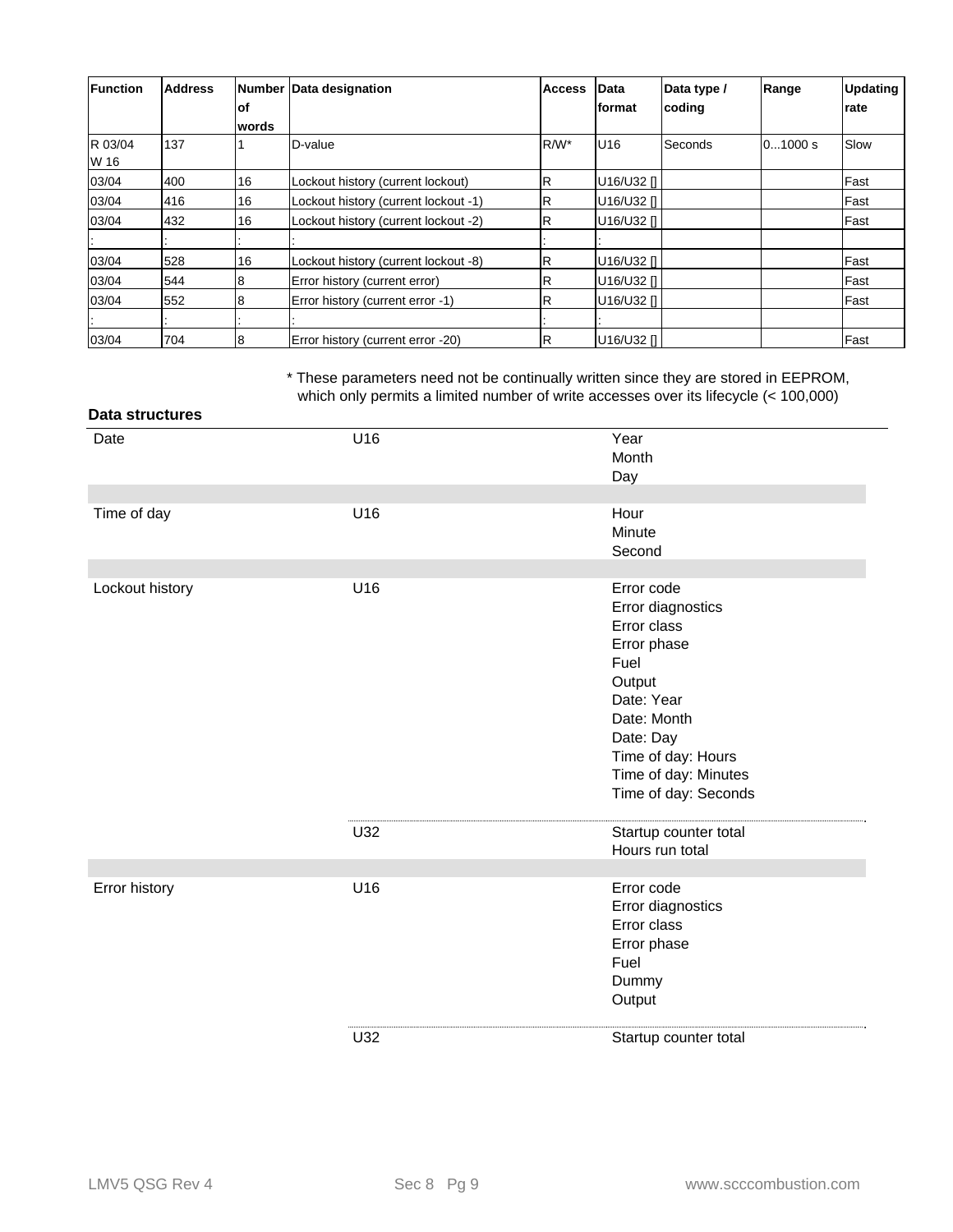| Function | Address | Number of words | Data designation | Access | Data format | Data type / coding | Range | Updating rate |
|---|---|---|---|---|---|---|---|---|
| R 03/04 W 16 | 137 | 1 | D-value | R/W* | U16 | Seconds | 0...1000 s | Slow |
| 03/04 | 400 | 16 | Lockout history (current lockout) | R | U16/U32 [] | | | Fast |
| 03/04 | 416 | 16 | Lockout history (current lockout -1) | R | U16/U32 [] | | | Fast |
| 03/04 | 432 | 16 | Lockout history (current lockout -2) | R | U16/U32 [] | | | Fast |
| : | : | : | : | : | : | | | |
| 03/04 | 528 | 16 | Lockout history (current lockout -8) | R | U16/U32 [] | | | Fast |
| 03/04 | 544 | 8 | Error history (current error) | R | U16/U32 [] | | | Fast |
| 03/04 | 552 | 8 | Error history (current error -1) | R | U16/U32 [] | | | Fast |
| : | : | : | : | : | : | | | |
| 03/04 | 704 | 8 | Error history (current error -20) | R | U16/U32 [] | | | Fast |

* These parameters need not be continually written since they are stored in EEPROM, which only permits a limited number of write accesses over its lifecycle (< 100,000)

**Data structures**

| | | |
|---|---|---|
| Date | U16 | Year<br>Month<br>Day |
| Time of day | U16 | Hour<br>Minute<br>Second |
| Lockout history | U16 | Error code<br>Error diagnostics<br>Error class<br>Error phase<br>Fuel<br>Output<br>Date: Year<br>Date: Month<br>Date: Day<br>Time of day: Hours<br>Time of day: Minutes<br>Time of day: Seconds |
| | U32 | Startup counter total<br>Hours run total |
| Error history | U16 | Error code<br>Error diagnostics<br>Error class<br>Error phase<br>Fuel<br>Dummy<br>Output |
| | U32 | Startup counter total |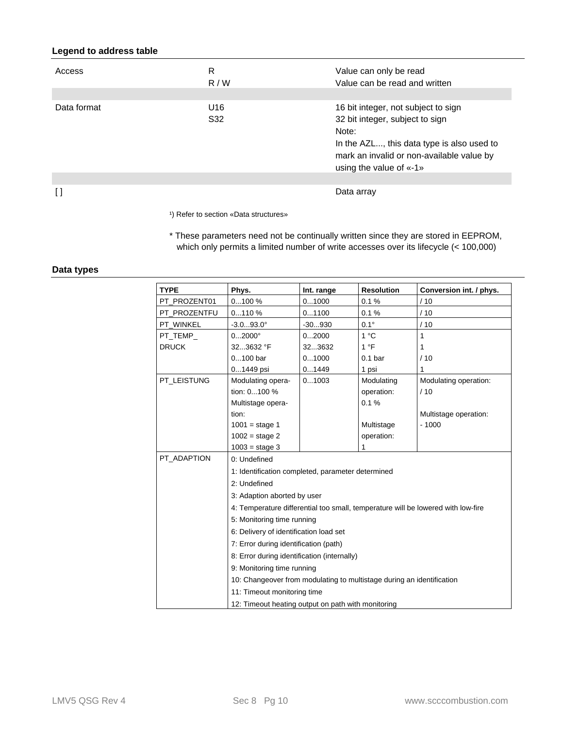### Legend to address table

| | | |
|---|---|---|
| Access | R<br>R / W | Value can only be read<br>Value can be read and written |
| Data format | U16<br>S32 | 16 bit integer, not subject to sign<br>32 bit integer, subject to sign<br>Note:<br>In the AZL..., this data type is also used to mark an invalid or non-available value by using the value of «-1» |
| [ ] | | Data array |

[1]) Refer to section «Data structures»

\* These parameters need not be continually written since they are stored in EEPROM, which only permits a limited number of write accesses over its lifecycle (< 100,000)

### Data types

| TYPE | Phys. | Int. range | Resolution | Conversion int. / phys. |
|---|---|---|---|---|
| PT_PROZENT01 | 0...100 % | 0...1000 | 0.1 % | / 10 |
| PT_PROZENTFU | 0...110 % | 0...1100 | 0.1 % | / 10 |
| PT_WINKEL | -3.0...93.0° | -30...930 | 0.1° | / 10 |
| PT_TEMP_DRUCK | 0...2000°<br>32...3632 °F<br>0...100 bar<br>0...1449 psi | 0...2000<br>32...3632<br>0...1000<br>0...1449 | 1 °C<br>1 °F<br>0.1 bar<br>1 psi | 1<br>1<br>/ 10<br>1 |
| PT_LEISTUNG | Modulating operation: 0...100 %<br>Multistage operation:<br>1001 = stage 1<br>1002 = stage 2<br>1003 = stage 3 | 0...1003 | Modulating operation: 0.1 %<br>Multistage operation: 1 | Modulating operation: / 10<br>Multistage operation: - 1000 |
| PT_ADAPTION | 0: Undefined<br>1: Identification completed, parameter determined<br>2: Undefined<br>3: Adaption aborted by user<br>4: Temperature differential too small, temperature will be lowered with low-fire<br>5: Monitoring time running<br>6: Delivery of identification load set<br>7: Error during identification (path)<br>8: Error during identification (internally)<br>9: Monitoring time running<br>10: Changeover from modulating to multistage during an identification<br>11: Timeout monitoring time<br>12: Timeout heating output on path with monitoring | | | |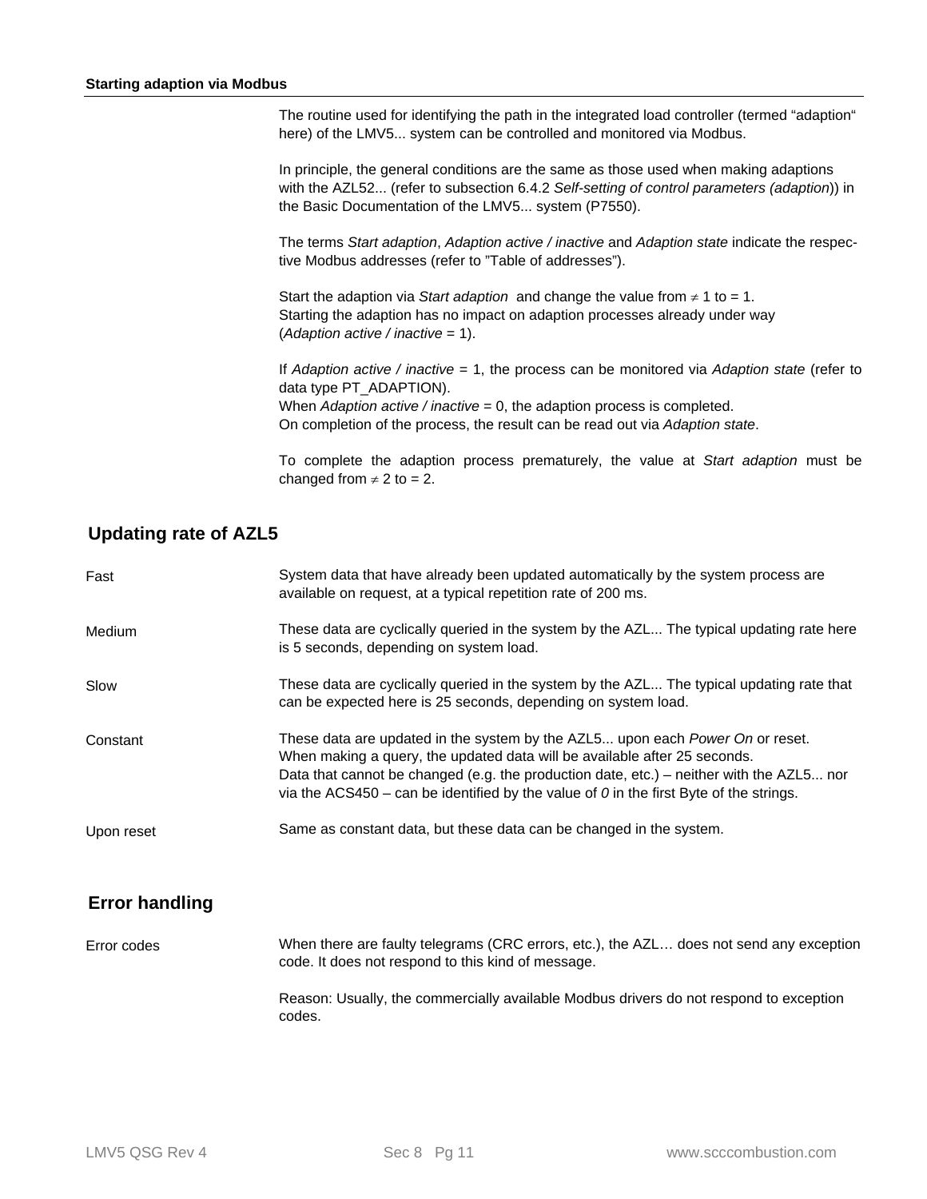### Starting adaption via Modbus

The routine used for identifying the path in the integrated load controller (termed "adaption" here) of the LMV5... system can be controlled and monitored via Modbus.

In principle, the general conditions are the same as those used when making adaptions with the AZL52... (refer to subsection 6.4.2 *Self-setting of control parameters (adaption)*) in the Basic Documentation of the LMV5... system (P7550).

The terms *Start adaption*, *Adaption active / inactive* and *Adaption state* indicate the respective Modbus addresses (refer to "Table of addresses").

Start the adaption via *Start adaption* and change the value from $\neq$ 1 to = 1.
Starting the adaption has no impact on adaption processes already under way (*Adaption active / inactive* = 1).

If *Adaption active / inactive* = 1, the process can be monitored via *Adaption state* (refer to data type PT_ADAPTION).
When *Adaption active / inactive* = 0, the adaption process is completed.
On completion of the process, the result can be read out via *Adaption state*.

To complete the adaption process prematurely, the value at *Start adaption* must be changed from $\neq$ 2 to = 2.

## Updating rate of AZL5

**Fast**

System data that have already been updated automatically by the system process are available on request, at a typical repetition rate of 200 ms.

**Medium**

These data are cyclically queried in the system by the AZL... The typical updating rate here is 5 seconds, depending on system load.

**Slow**

These data are cyclically queried in the system by the AZL... The typical updating rate that can be expected here is 25 seconds, depending on system load.

**Constant**

These data are updated in the system by the AZL5... upon each *Power On* or reset.
When making a query, the updated data will be available after 25 seconds.
Data that cannot be changed (e.g. the production date, etc.) – neither with the AZL5... nor via the ACS450 – can be identified by the value of *0* in the first Byte of the strings.

**Upon reset**

Same as constant data, but these data can be changed in the system.

## Error handling

**Error codes**

When there are faulty telegrams (CRC errors, etc.), the AZL… does not send any exception code. It does not respond to this kind of message.

Reason: Usually, the commercially available Modbus drivers do not respond to exception codes.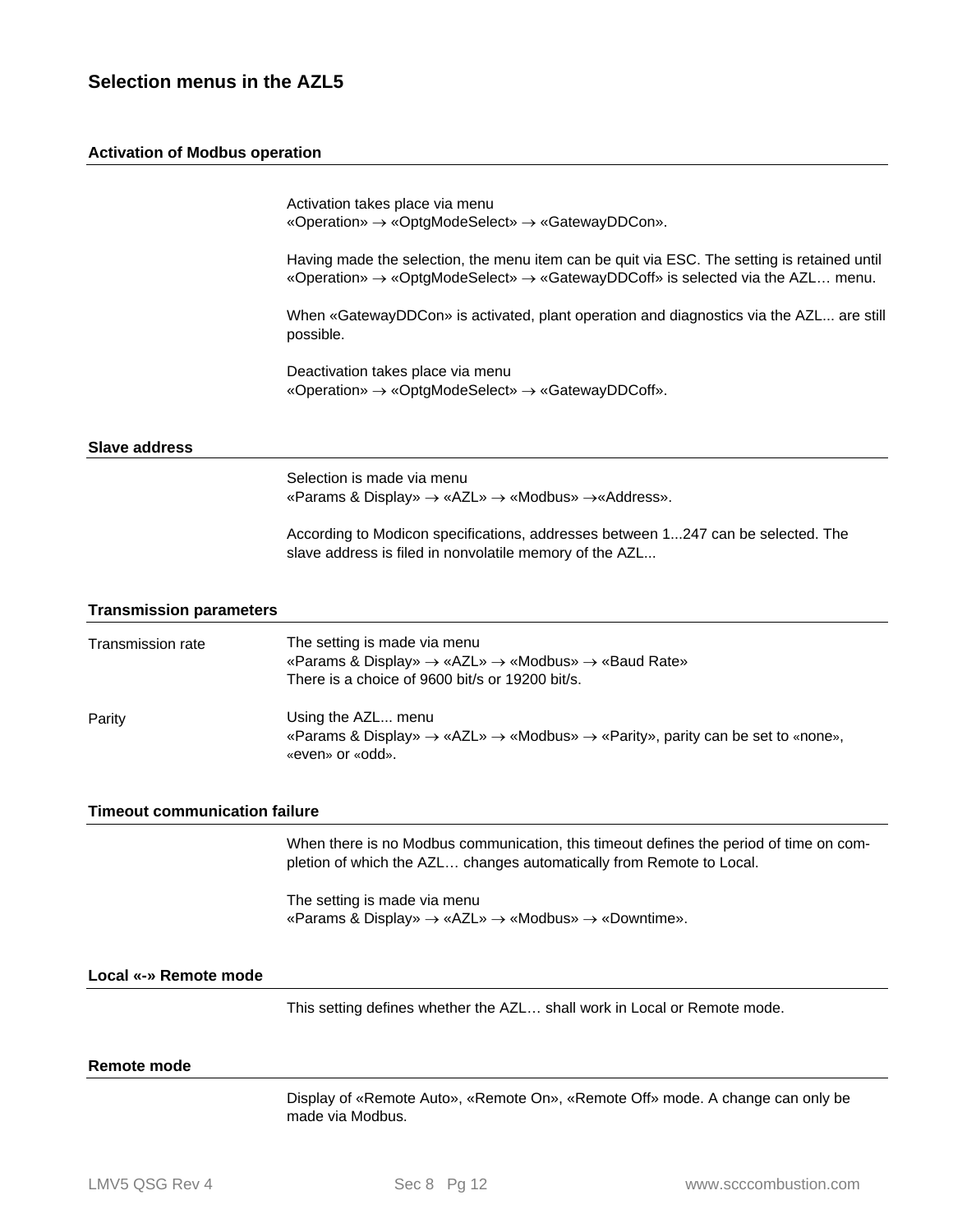## Selection menus in the AZL5

### Activation of Modbus operation

Activation takes place via menu
«Operation» → «OptgModeSelect» → «GatewayDDCon».

Having made the selection, the menu item can be quit via ESC. The setting is retained until «Operation» → «OptgModeSelect» → «GatewayDDCoff» is selected via the AZL… menu.

When «GatewayDDCon» is activated, plant operation and diagnostics via the AZL... are still possible.

Deactivation takes place via menu
«Operation» → «OptgModeSelect» → «GatewayDDCoff».

### Slave address

Selection is made via menu
«Params & Display» → «AZL» → «Modbus» →«Address».

According to Modicon specifications, addresses between 1...247 can be selected. The slave address is filed in nonvolatile memory of the AZL...

### Transmission parameters

**Transmission rate**

The setting is made via menu
«Params & Display» → «AZL» → «Modbus» → «Baud Rate»
There is a choice of 9600 bit/s or 19200 bit/s.

**Parity**

Using the AZL... menu
«Params & Display» → «AZL» → «Modbus» → «Parity», parity can be set to «none», «even» or «odd».

### Timeout communication failure

When there is no Modbus communication, this timeout defines the period of time on completion of which the AZL… changes automatically from Remote to Local.

The setting is made via menu
«Params & Display» → «AZL» → «Modbus» → «Downtime».

### Local «-» Remote mode

This setting defines whether the AZL… shall work in Local or Remote mode.

### Remote mode

Display of «Remote Auto», «Remote On», «Remote Off» mode. A change can only be made via Modbus.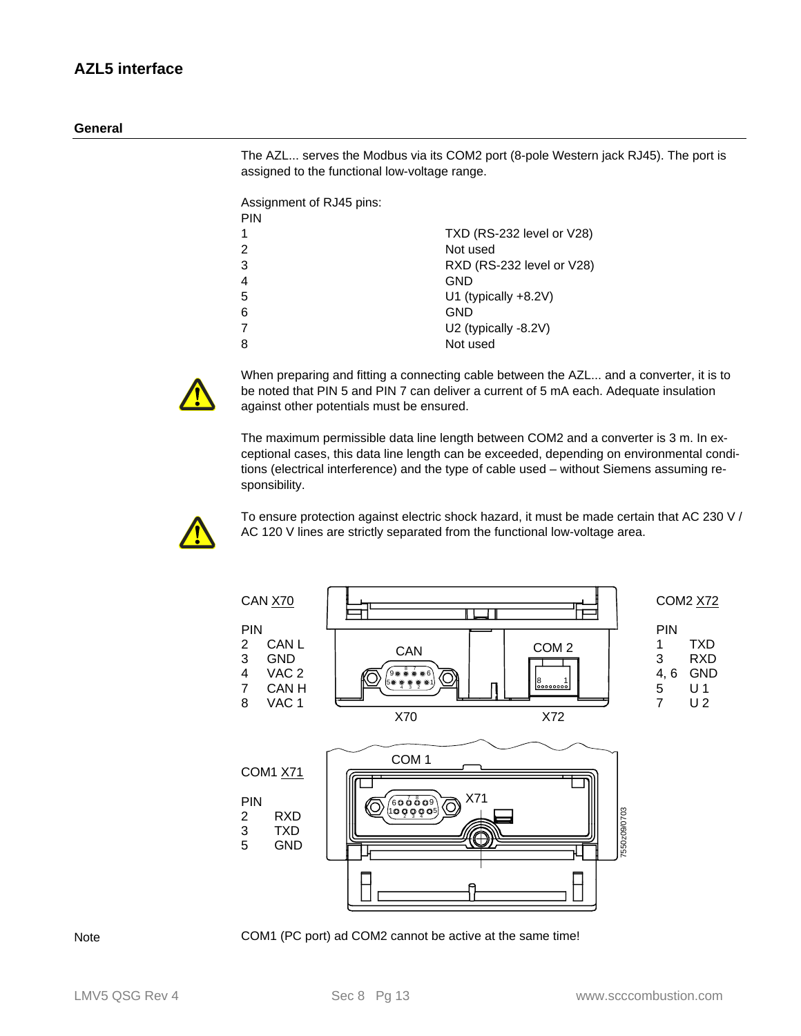## AZL5 interface

### General

The AZL... serves the Modbus via its COM2 port (8-pole Western jack RJ45). The port is assigned to the functional low-voltage range.

Assignment of RJ45 pins:

| PIN | |
|---|---|
| 1 | TXD (RS-232 level or V28) |
| 2 | Not used |
| 3 | RXD (RS-232 level or V28) |
| 4 | GND |
| 5 | U1 (typically +8.2V) |
| 6 | GND |
| 7 | U2 (typically -8.2V) |
| 8 | Not used |

When preparing and fitting a connecting cable between the AZL... and a converter, it is to be noted that PIN 5 and PIN 7 can deliver a current of 5 mA each. Adequate insulation against other potentials must be ensured.

The maximum permissible data line length between COM2 and a converter is 3 m. In exceptional cases, this data line length can be exceeded, depending on environmental conditions (electrical interference) and the type of cable used – without Siemens assuming responsibility.

To ensure protection against electric shock hazard, it must be made certain that AC 230 V / AC 120 V lines are strictly separated from the functional low-voltage area.

CAN X70

| PIN | |
|---|---|
| 2 | CAN L |
| 3 | GND |
| 4 | VAC 2 |
| 7 | CAN H |
| 8 | VAC 1 |

COM2 X72

| PIN | |
|---|---|
| 1 | TXD |
| 3 | RXD |
| 4, 6 | GND |
| 5 | U 1 |
| 7 | U 2 |

COM1 X71

| PIN | |
|---|---|
| 2 | RXD |
| 3 | TXD |
| 5 | GND |

CAN, COM 2, X70, X72, COM 1, X71

7550z09/0703

**Note**

COM1 (PC port) ad COM2 cannot be active at the same time!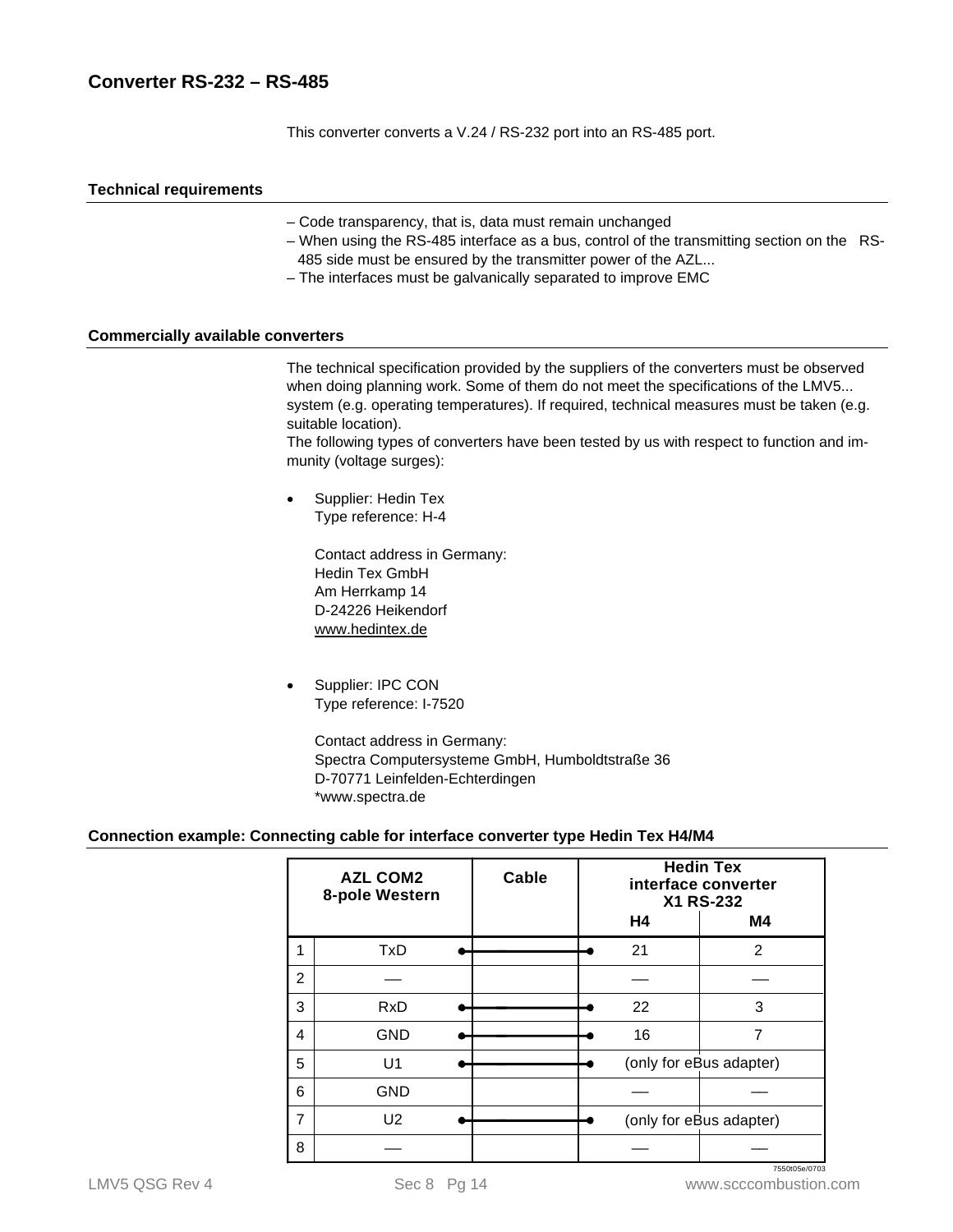## Converter RS-232 – RS-485

This converter converts a V.24 / RS-232 port into an RS-485 port.

### Technical requirements

– Code transparency, that is, data must remain unchanged
– When using the RS-485 interface as a bus, control of the transmitting section on the RS-485 side must be ensured by the transmitter power of the AZL...
– The interfaces must be galvanically separated to improve EMC

### Commercially available converters

The technical specification provided by the suppliers of the converters must be observed when doing planning work. Some of them do not meet the specifications of the LMV5... system (e.g. operating temperatures). If required, technical measures must be taken (e.g. suitable location).
The following types of converters have been tested by us with respect to function and immunity (voltage surges):

- Supplier: Hedin Tex
  Type reference: H-4

  Contact address in Germany:
  Hedin Tex GmbH
  Am Herrkamp 14
  D-24226 Heikendorf
  www.hedintex.de

- Supplier: IPC CON
  Type reference: I-7520

  Contact address in Germany:
  Spectra Computersysteme GmbH, Humboldtstraße 36
  D-70771 Leinfelden-Echterdingen
  *www.spectra.de

### Connection example: Connecting cable for interface converter type Hedin Tex H4/M4

| AZL COM2 8-pole Western | | Cable | Hedin Tex interface converter X1 RS-232 | |
|---|---|---|---|---|
| | | | H4 | M4 |
| 1 | TxD | ●———● | 21 | 2 |
| 2 | — | | — | — |
| 3 | RxD | ●———● | 22 | 3 |
| 4 | GND | ●———● | 16 | 7 |
| 5 | U1 | ●———● | (only for eBus adapter) | |
| 6 | GND | | — | — |
| 7 | U2 | ●———● | (only for eBus adapter) | |
| 8 | — | | — | — |

7550t05e/0703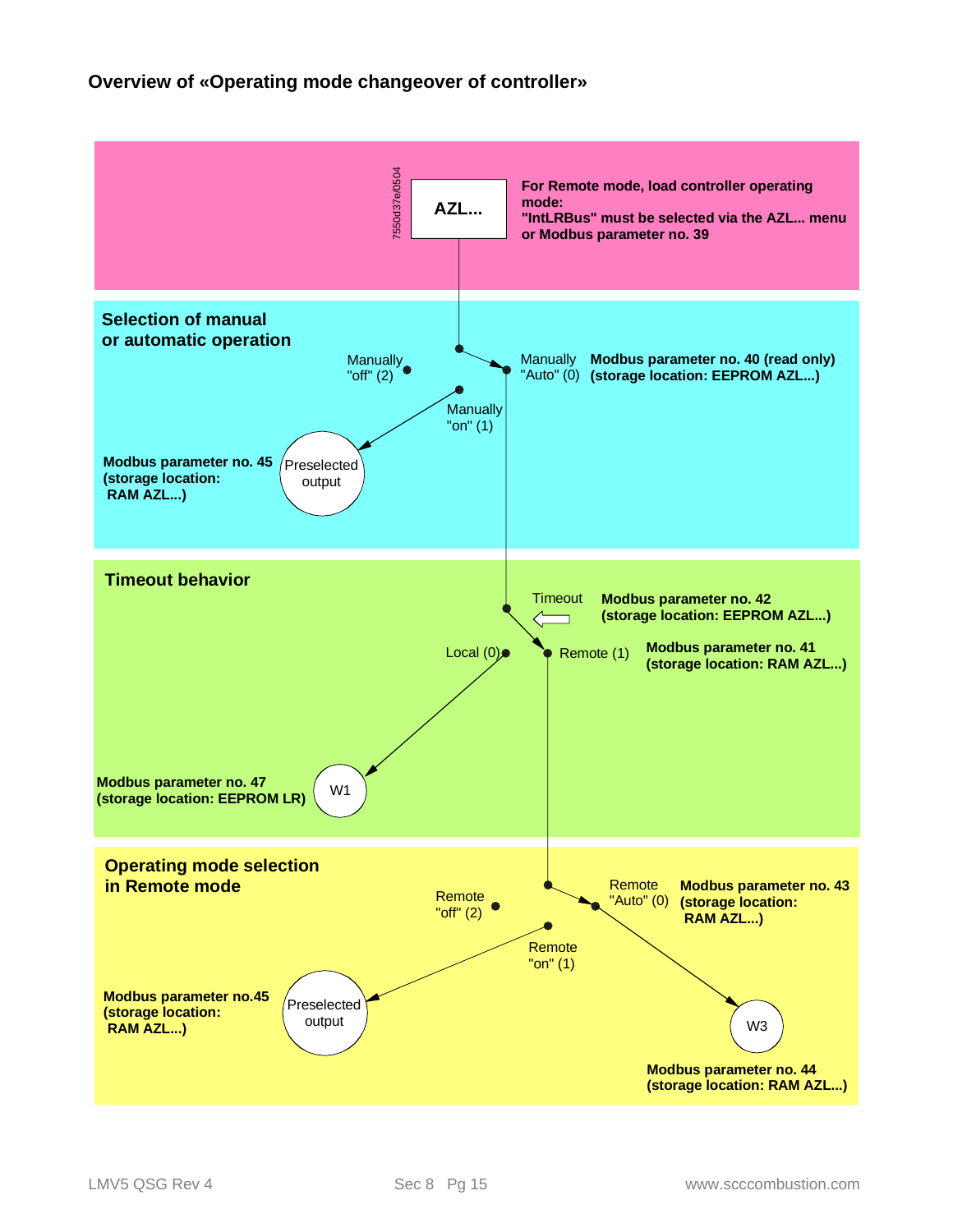## Overview of «Operating mode changeover of controller»

7550d37e/0504

**AZL...**

**For Remote mode, load controller operating mode:**
**"IntLRBus" must be selected via the AZL... menu or Modbus parameter no. 39**

### Selection of manual or automatic operation

Manually "off" (2)

Manually "Auto" (0) — **Modbus parameter no. 40 (read only) (storage location: EEPROM AZL...)**

Manually "on" (1)

Preselected output — **Modbus parameter no. 45 (storage location: RAM AZL...)**

### Timeout behavior

Timeout — **Modbus parameter no. 42 (storage location: EEPROM AZL...)**

Local (0)

Remote (1) — **Modbus parameter no. 41 (storage location: RAM AZL...)**

W1 — **Modbus parameter no. 47 (storage location: EEPROM LR)**

### Operating mode selection in Remote mode

Remote "off" (2)

Remote "Auto" (0) — **Modbus parameter no. 43 (storage location: RAM AZL...)**

Remote "on" (1)

Preselected output — **Modbus parameter no.45 (storage location: RAM AZL...)**

W3 — **Modbus parameter no. 44 (storage location: RAM AZL...)**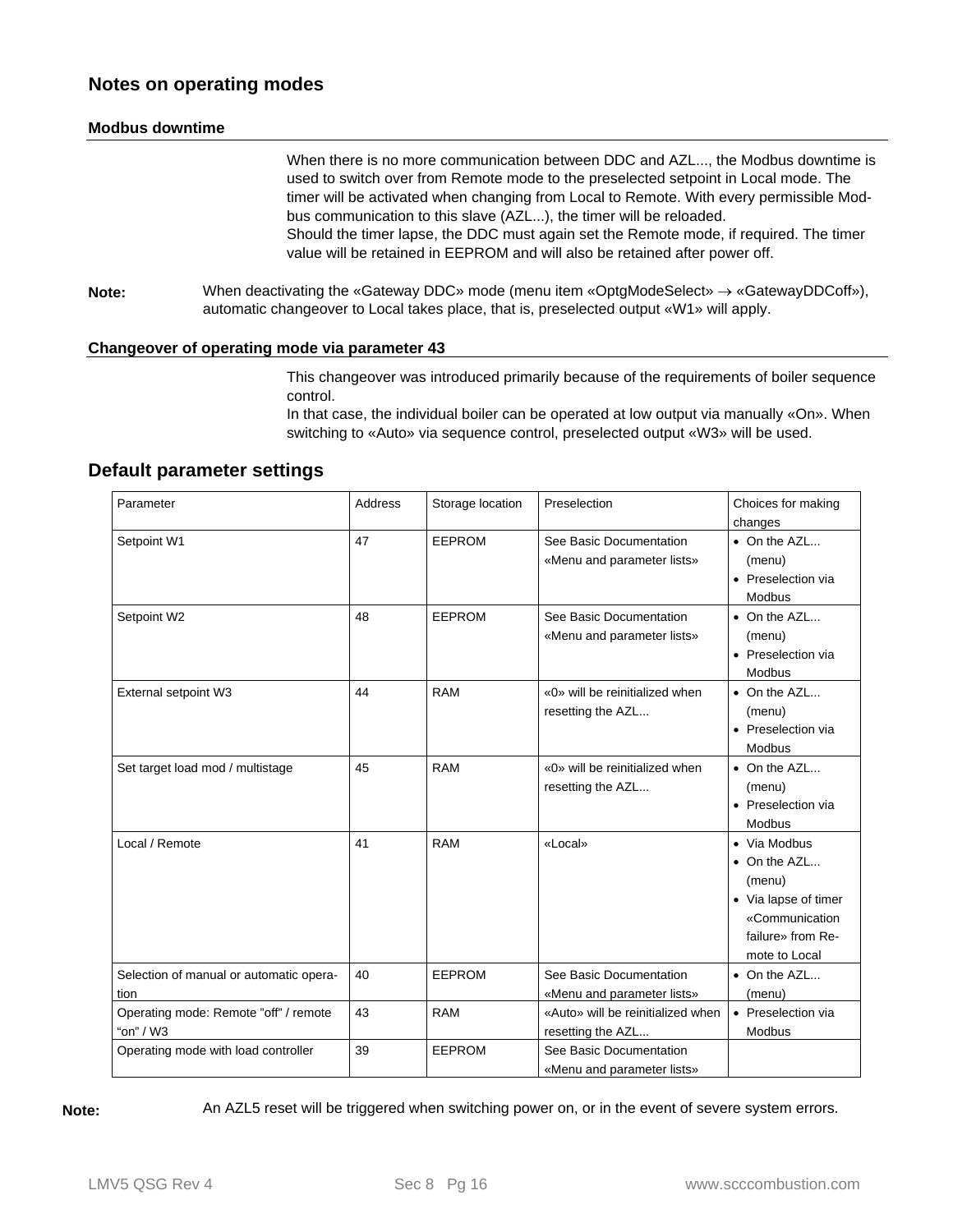## Notes on operating modes

### Modbus downtime

When there is no more communication between DDC and AZL..., the Modbus downtime is used to switch over from Remote mode to the preselected setpoint in Local mode. The timer will be activated when changing from Local to Remote. With every permissible Modbus communication to this slave (AZL...), the timer will be reloaded.
Should the timer lapse, the DDC must again set the Remote mode, if required. The timer value will be retained in EEPROM and will also be retained after power off.

**Note:** When deactivating the «Gateway DDC» mode (menu item «OptgModeSelect» → «GatewayDDCoff»), automatic changeover to Local takes place, that is, preselected output «W1» will apply.

### Changeover of operating mode via parameter 43

This changeover was introduced primarily because of the requirements of boiler sequence control.
In that case, the individual boiler can be operated at low output via manually «On». When switching to «Auto» via sequence control, preselected output «W3» will be used.

## Default parameter settings

| Parameter | Address | Storage location | Preselection | Choices for making changes |
|---|---|---|---|---|
| Setpoint W1 | 47 | EEPROM | See Basic Documentation «Menu and parameter lists» | • On the AZL... (menu)<br>• Preselection via Modbus |
| Setpoint W2 | 48 | EEPROM | See Basic Documentation «Menu and parameter lists» | • On the AZL... (menu)<br>• Preselection via Modbus |
| External setpoint W3 | 44 | RAM | «0» will be reinitialized when resetting the AZL... | • On the AZL... (menu)<br>• Preselection via Modbus |
| Set target load mod / multistage | 45 | RAM | «0» will be reinitialized when resetting the AZL... | • On the AZL... (menu)<br>• Preselection via Modbus |
| Local / Remote | 41 | RAM | «Local» | • Via Modbus<br>• On the AZL... (menu)<br>• Via lapse of timer «Communication failure» from Remote to Local |
| Selection of manual or automatic operation | 40 | EEPROM | See Basic Documentation «Menu and parameter lists» | • On the AZL... (menu) |
| Operating mode: Remote "off" / remote "on" / W3 | 43 | RAM | «Auto» will be reinitialized when resetting the AZL... | • Preselection via Modbus |
| Operating mode with load controller | 39 | EEPROM | See Basic Documentation «Menu and parameter lists» | |

**Note:** An AZL5 reset will be triggered when switching power on, or in the event of severe system errors.